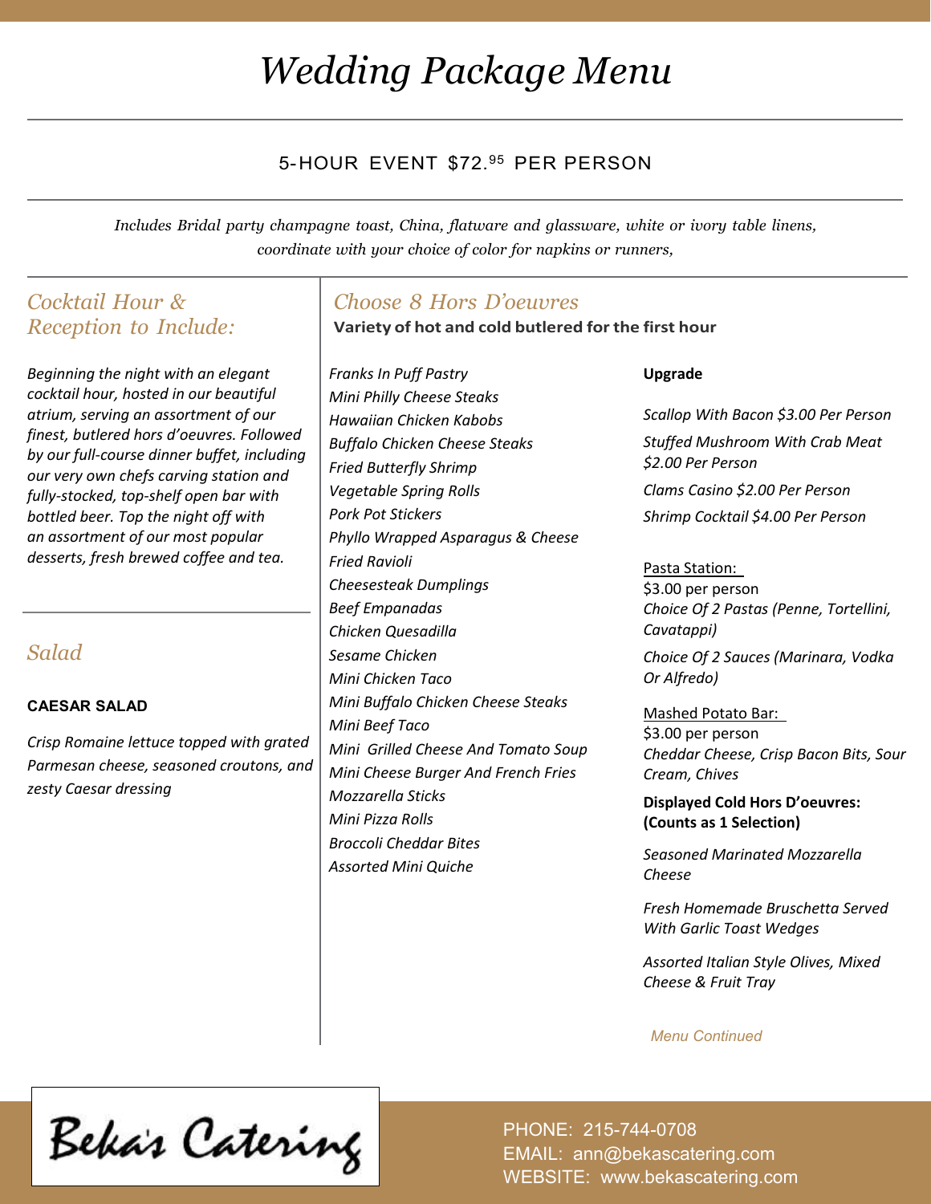# *Wedding Package Menu*

5-HOUR EVENT $72.95 PER PERSON

*Includes Bridal party champagne toast, China, flatware and glassware, white or ivory table linens, coordinate with your choice of color for napkins or runners,*

## *Cocktail Hour & Reception to Include:*

*Beginning the night with an elegant cocktail hour, hosted in our beautiful atrium, serving an assortment of our finest, butlered hors d'oeuvres. Followed by our full-course dinner buffet, including our very own chefs carving station and fully-stocked, top-shelf open bar with bottled beer. Top the night off with an assortment of our most popular desserts, fresh brewed coffee and tea.*

## *Salad*

**CAESAR SALAD**

*Crisp Romaine lettuce topped with grated Parmesan cheese, seasoned croutons, and zesty Caesar dressing*

## *Choose 8 Hors D'oeuvres*

**Variety of hot and cold butlered for the first hour**

*Franks In Puff Pastry*
*Mini Philly Cheese Steaks*
*Hawaiian Chicken Kabobs*
*Buffalo Chicken Cheese Steaks*
*Fried Butterfly Shrimp*
*Vegetable Spring Rolls*
*Pork Pot Stickers*
*Phyllo Wrapped Asparagus & Cheese*
*Fried Ravioli*
*Cheesesteak Dumplings*
*Beef Empanadas*
*Chicken Quesadilla*
*Sesame Chicken*
*Mini Chicken Taco*
*Mini Buffalo Chicken Cheese Steaks*
*Mini Beef Taco*
*Mini Grilled Cheese And Tomato Soup*
*Mini Cheese Burger And French Fries*
*Mozzarella Sticks*
*Mini Pizza Rolls*
*Broccoli Cheddar Bites*
*Assorted Mini Quiche*

**Upgrade**

*Scallop With Bacon $3.00 Per Person*

*Stuffed Mushroom With Crab Meat $2.00 Per Person*

*Clams Casino $2.00 Per Person*

*Shrimp Cocktail $4.00 Per Person*

Pasta Station:
$3.00 per person
*Choice Of 2 Pastas (Penne, Tortellini, Cavatappi)*

*Choice Of 2 Sauces (Marinara, Vodka Or Alfredo)*

Mashed Potato Bar:
$3.00 per person
*Cheddar Cheese, Crisp Bacon Bits, Sour Cream, Chives*

**Displayed Cold Hors D'oeuvres: (Counts as 1 Selection)**

*Seasoned Marinated Mozzarella Cheese*

*Fresh Homemade Bruschetta Served With Garlic Toast Wedges*

*Assorted Italian Style Olives, Mixed Cheese & Fruit Tray*

*Menu Continued*

Beka's Catering

PHONE: 215-744-0708
EMAIL: ann@bekascatering.com
WEBSITE: www.bekascatering.com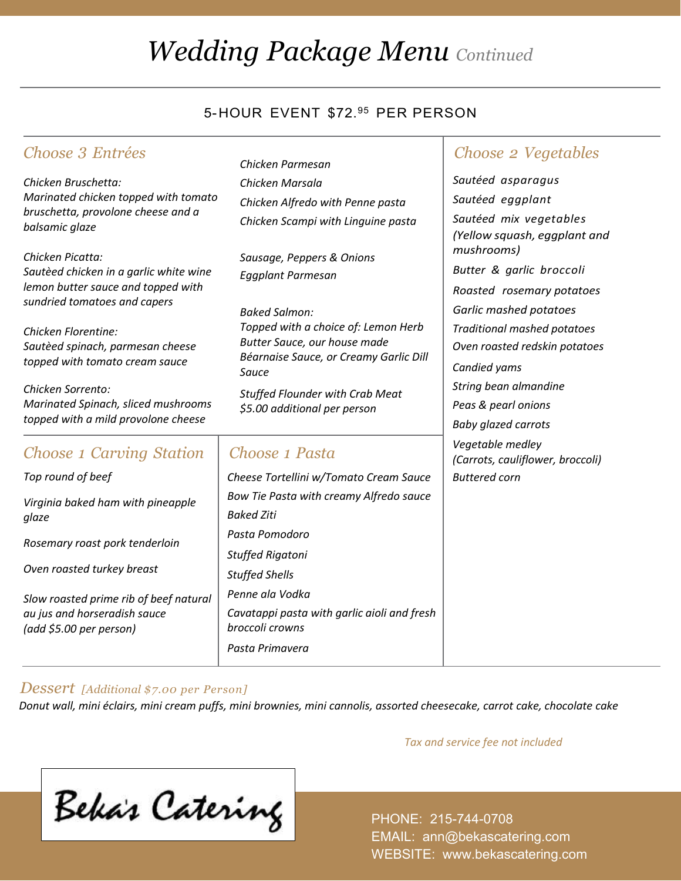# Wedding Package Menu *Continued*

5-HOUR EVENT $72.$^{95}$ PER PERSON

## Choose 3 Entrées

*Chicken Bruschetta:*
*Marinated chicken topped with tomato bruschetta, provolone cheese and a balsamic glaze*

*Chicken Picatta:*
*Sautèed chicken in a garlic white wine lemon butter sauce and topped with sundried tomatoes and capers*

*Chicken Florentine:*
*Sautèed spinach, parmesan cheese topped with tomato cream sauce*

*Chicken Sorrento:*
*Marinated Spinach, sliced mushrooms topped with a mild provolone cheese*

*Chicken Parmesan*
*Chicken Marsala*
*Chicken Alfredo with Penne pasta*
*Chicken Scampi with Linguine pasta*

*Sausage, Peppers & Onions*
*Eggplant Parmesan*

*Baked Salmon:*
*Topped with a choice of: Lemon Herb Butter Sauce, our house made Béarnaise Sauce, or Creamy Garlic Dill Sauce*

*Stuffed Flounder with Crab Meat*
*$5.00 additional per person*

## Choose 1 Carving Station

*Top round of beef*

*Virginia baked ham with pineapple glaze*

*Rosemary roast pork tenderloin*

*Oven roasted turkey breast*

*Slow roasted prime rib of beef natural au jus and horseradish sauce (add $5.00 per person)*

## Choose 1 Pasta

*Cheese Tortellini w/Tomato Cream Sauce*
*Bow Tie Pasta with creamy Alfredo sauce*
*Baked Ziti*
*Pasta Pomodoro*
*Stuffed Rigatoni*
*Stuffed Shells*
*Penne ala Vodka*
*Cavatappi pasta with garlic aioli and fresh broccoli crowns*
*Pasta Primavera*

## Choose 2 Vegetables

*Sautéed asparagus*
*Sautéed eggplant*
*Sautéed mix vegetables (Yellow squash, eggplant and mushrooms)*
*Butter & garlic broccoli*
*Roasted rosemary potatoes*
*Garlic mashed potatoes*
*Traditional mashed potatoes*
*Oven roasted redskin potatoes*
*Candied yams*
*String bean almandine*
*Peas & pearl onions*
*Baby glazed carrots*
*Vegetable medley (Carrots, cauliflower, broccoli)*
*Buttered corn*

## Dessert *[Additional $7.00 per Person]*

*Donut wall, mini éclairs, mini cream puffs, mini brownies, mini cannolis, assorted cheesecake, carrot cake, chocolate cake*

*Tax and service fee not included*

Beka's Catering

PHONE: 215-744-0708
EMAIL: ann@bekascatering.com
WEBSITE: www.bekascatering.com